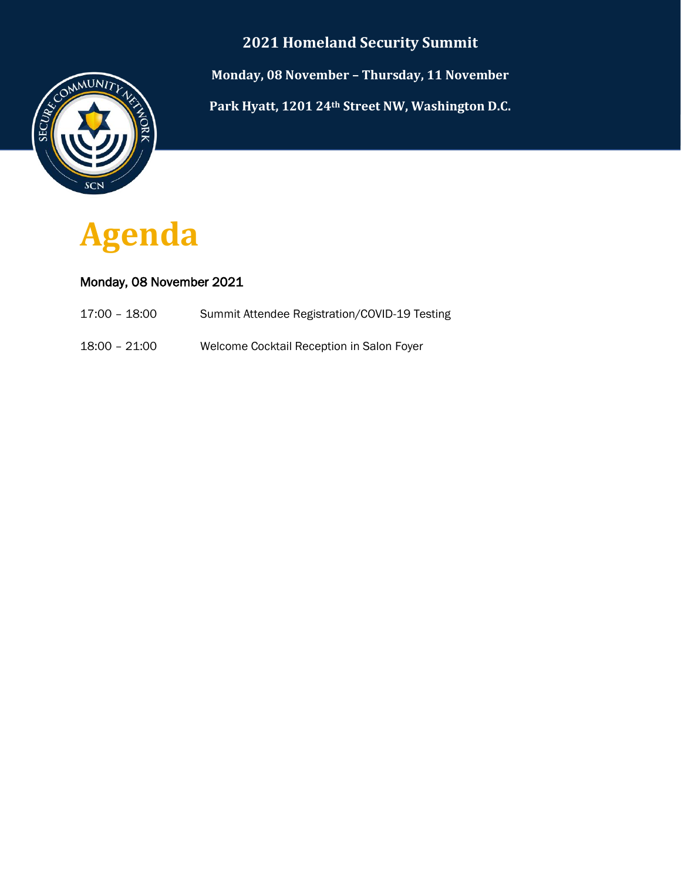**2021 Homeland Security Summit**

**Monday, 08 November – Thursday, 11 November**

**Park Hyatt, 1201 24th Street NW, Washington D.C.**

# Agenda

## Monday, 08 November 2021

17:00 – 18:00 Summit Attendee Registration/COVID-19 Testing

18:00 – 21:00 Welcome Cocktail Reception in Salon Foyer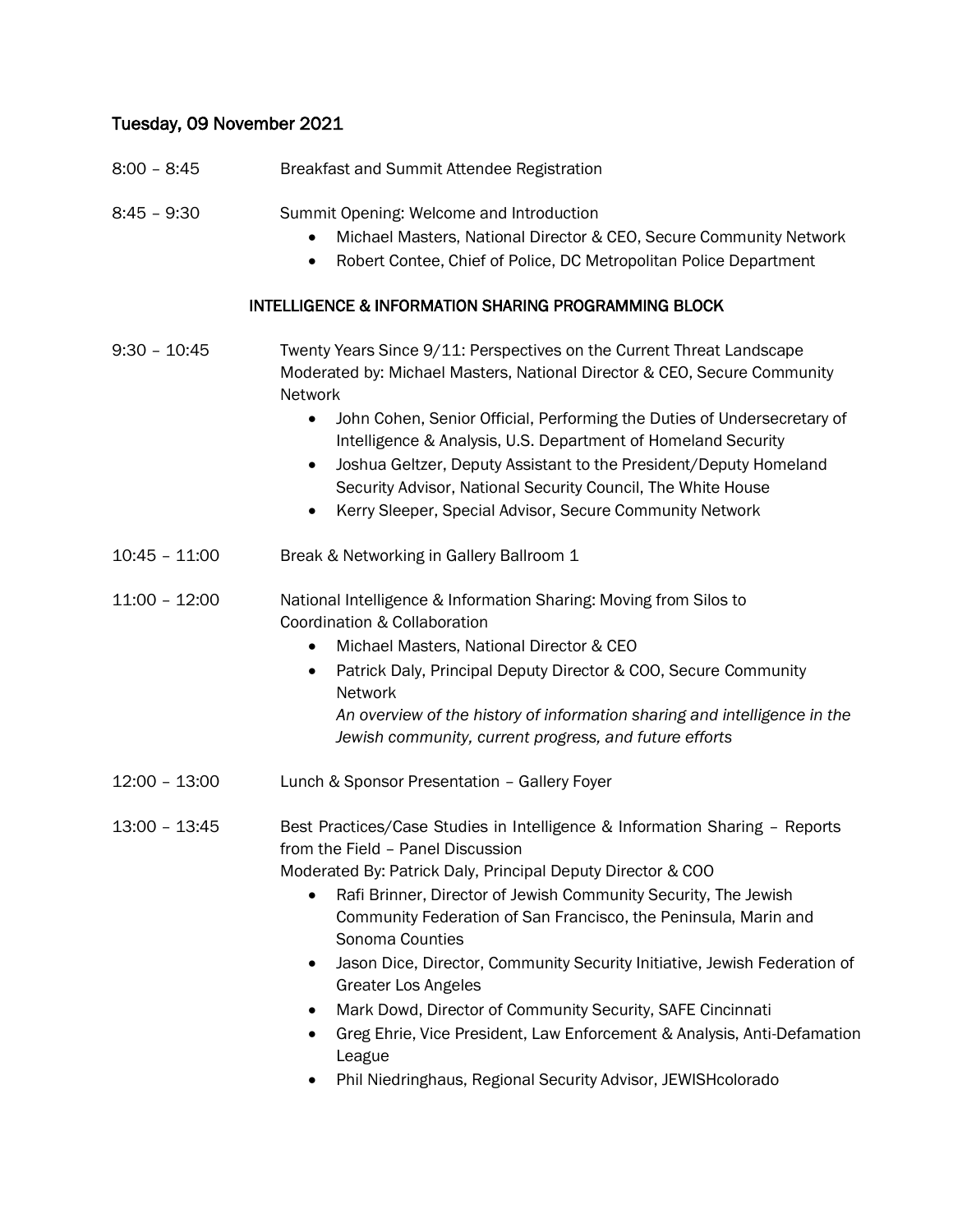## Tuesday, 09 November 2021

8:00 – 8:45 Breakfast and Summit Attendee Registration

8:45 – 9:30 Summit Opening: Welcome and Introduction

- Michael Masters, National Director & CEO, Secure Community Network
- Robert Contee, Chief of Police, DC Metropolitan Police Department

### INTELLIGENCE & INFORMATION SHARING PROGRAMMING BLOCK

9:30 – 10:45 Twenty Years Since 9/11: Perspectives on the Current Threat Landscape
Moderated by: Michael Masters, National Director & CEO, Secure Community Network

- John Cohen, Senior Official, Performing the Duties of Undersecretary of Intelligence & Analysis, U.S. Department of Homeland Security
- Joshua Geltzer, Deputy Assistant to the President/Deputy Homeland Security Advisor, National Security Council, The White House
- Kerry Sleeper, Special Advisor, Secure Community Network

10:45 – 11:00 Break & Networking in Gallery Ballroom 1

11:00 – 12:00 National Intelligence & Information Sharing: Moving from Silos to Coordination & Collaboration

- Michael Masters, National Director & CEO
- Patrick Daly, Principal Deputy Director & COO, Secure Community Network
  *An overview of the history of information sharing and intelligence in the Jewish community, current progress, and future efforts*

12:00 – 13:00 Lunch & Sponsor Presentation – Gallery Foyer

13:00 – 13:45 Best Practices/Case Studies in Intelligence & Information Sharing – Reports from the Field – Panel Discussion
Moderated By: Patrick Daly, Principal Deputy Director & COO

- Rafi Brinner, Director of Jewish Community Security, The Jewish Community Federation of San Francisco, the Peninsula, Marin and Sonoma Counties
- Jason Dice, Director, Community Security Initiative, Jewish Federation of Greater Los Angeles
- Mark Dowd, Director of Community Security, SAFE Cincinnati
- Greg Ehrie, Vice President, Law Enforcement & Analysis, Anti-Defamation League
- Phil Niedringhaus, Regional Security Advisor, JEWISHcolorado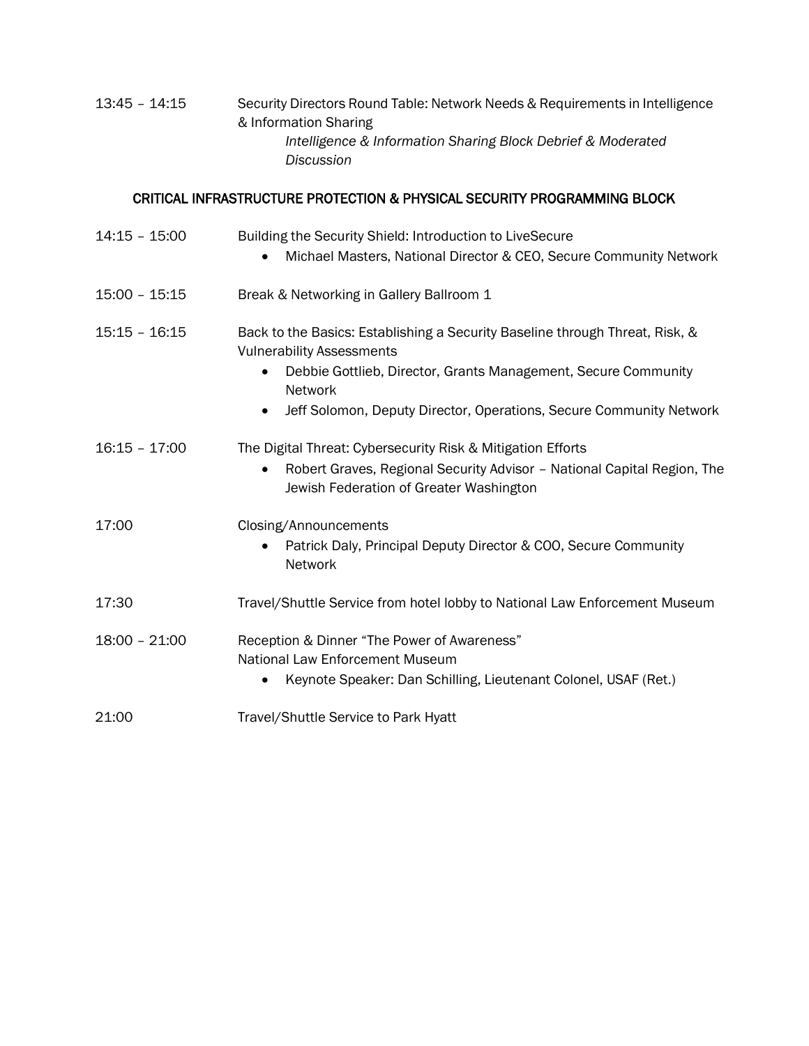13:45 – 14:15 Security Directors Round Table: Network Needs & Requirements in Intelligence & Information Sharing

*Intelligence & Information Sharing Block Debrief & Moderated Discussion*

## CRITICAL INFRASTRUCTURE PROTECTION & PHYSICAL SECURITY PROGRAMMING BLOCK

14:15 – 15:00 Building the Security Shield: Introduction to LiveSecure

- Michael Masters, National Director & CEO, Secure Community Network

15:00 – 15:15 Break & Networking in Gallery Ballroom 1

15:15 – 16:15 Back to the Basics: Establishing a Security Baseline through Threat, Risk, & Vulnerability Assessments

- Debbie Gottlieb, Director, Grants Management, Secure Community Network
- Jeff Solomon, Deputy Director, Operations, Secure Community Network

16:15 – 17:00 The Digital Threat: Cybersecurity Risk & Mitigation Efforts

- Robert Graves, Regional Security Advisor – National Capital Region, The Jewish Federation of Greater Washington

17:00 Closing/Announcements

- Patrick Daly, Principal Deputy Director & COO, Secure Community Network

17:30 Travel/Shuttle Service from hotel lobby to National Law Enforcement Museum

18:00 – 21:00 Reception & Dinner "The Power of Awareness"
National Law Enforcement Museum

- Keynote Speaker: Dan Schilling, Lieutenant Colonel, USAF (Ret.)

21:00 Travel/Shuttle Service to Park Hyatt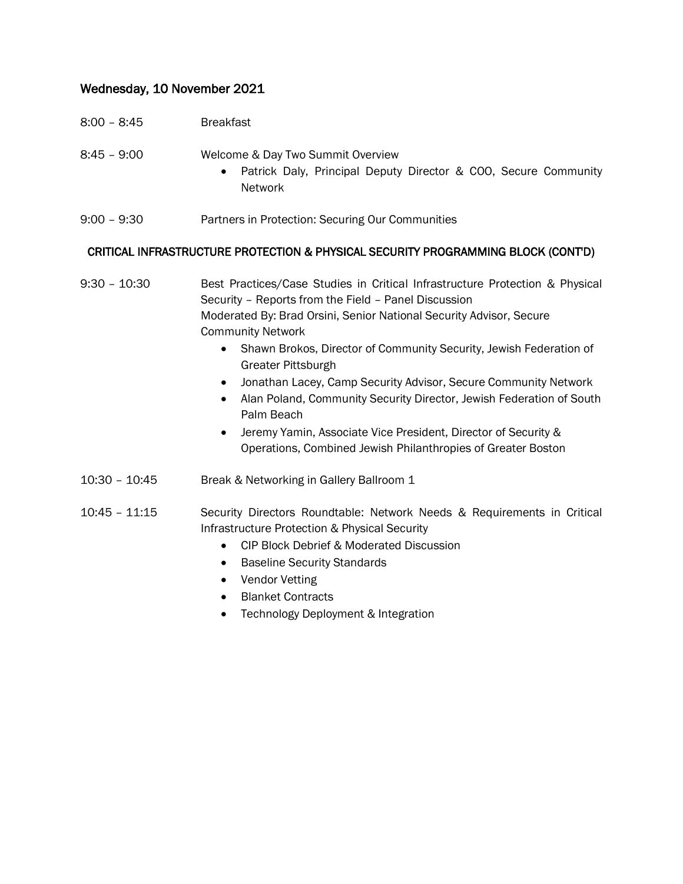## Wednesday, 10 November 2021

8:00 – 8:45 Breakfast

8:45 – 9:00 Welcome & Day Two Summit Overview

- Patrick Daly, Principal Deputy Director & COO, Secure Community Network

9:00 – 9:30 Partners in Protection: Securing Our Communities

### CRITICAL INFRASTRUCTURE PROTECTION & PHYSICAL SECURITY PROGRAMMING BLOCK (CONT'D)

9:30 – 10:30 Best Practices/Case Studies in Critical Infrastructure Protection & Physical Security – Reports from the Field – Panel Discussion
Moderated By: Brad Orsini, Senior National Security Advisor, Secure Community Network

- Shawn Brokos, Director of Community Security, Jewish Federation of Greater Pittsburgh
- Jonathan Lacey, Camp Security Advisor, Secure Community Network
- Alan Poland, Community Security Director, Jewish Federation of South Palm Beach
- Jeremy Yamin, Associate Vice President, Director of Security & Operations, Combined Jewish Philanthropies of Greater Boston

10:30 – 10:45 Break & Networking in Gallery Ballroom 1

10:45 – 11:15 Security Directors Roundtable: Network Needs & Requirements in Critical Infrastructure Protection & Physical Security

- CIP Block Debrief & Moderated Discussion
- Baseline Security Standards
- Vendor Vetting
- Blanket Contracts
- Technology Deployment & Integration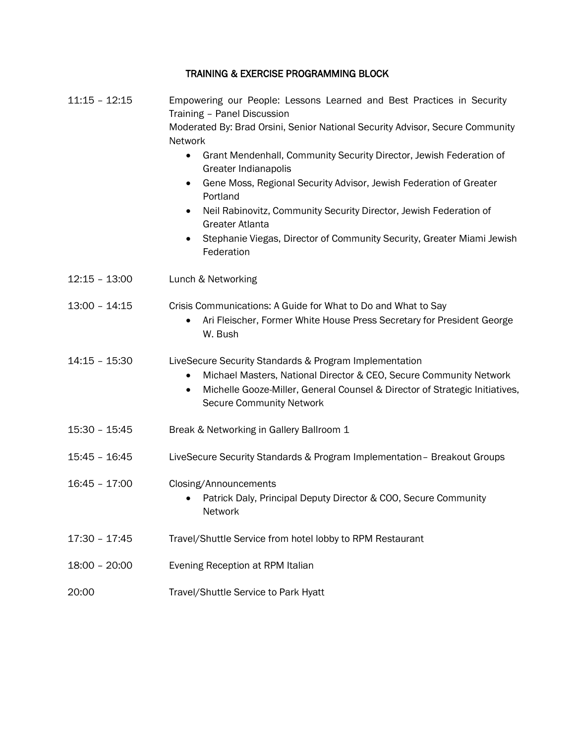## TRAINING & EXERCISE PROGRAMMING BLOCK

| | |
|---|---|
| 11:15 – 12:15 | Empowering our People: Lessons Learned and Best Practices in Security Training – Panel Discussion<br>Moderated By: Brad Orsini, Senior National Security Advisor, Secure Community Network<br>• Grant Mendenhall, Community Security Director, Jewish Federation of Greater Indianapolis<br>• Gene Moss, Regional Security Advisor, Jewish Federation of Greater Portland<br>• Neil Rabinovitz, Community Security Director, Jewish Federation of Greater Atlanta<br>• Stephanie Viegas, Director of Community Security, Greater Miami Jewish Federation |
| 12:15 – 13:00 | Lunch & Networking |
| 13:00 – 14:15 | Crisis Communications: A Guide for What to Do and What to Say<br>• Ari Fleischer, Former White House Press Secretary for President George W. Bush |
| 14:15 – 15:30 | LiveSecure Security Standards & Program Implementation<br>• Michael Masters, National Director & CEO, Secure Community Network<br>• Michelle Gooze-Miller, General Counsel & Director of Strategic Initiatives, Secure Community Network |
| 15:30 – 15:45 | Break & Networking in Gallery Ballroom 1 |
| 15:45 – 16:45 | LiveSecure Security Standards & Program Implementation– Breakout Groups |
| 16:45 – 17:00 | Closing/Announcements<br>• Patrick Daly, Principal Deputy Director & COO, Secure Community Network |
| 17:30 – 17:45 | Travel/Shuttle Service from hotel lobby to RPM Restaurant |
| 18:00 – 20:00 | Evening Reception at RPM Italian |
| 20:00 | Travel/Shuttle Service to Park Hyatt |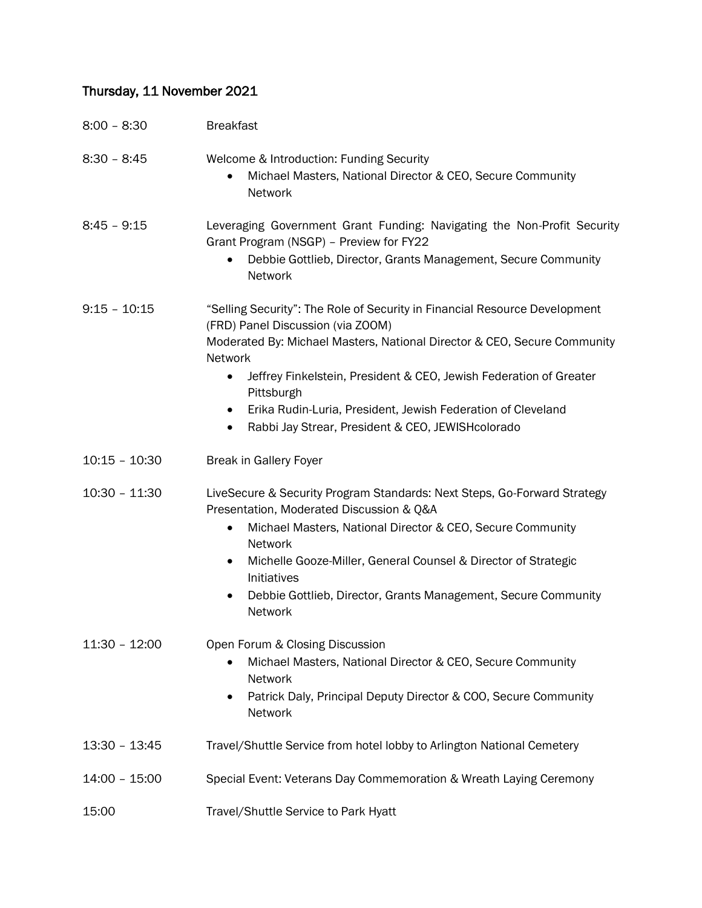## Thursday, 11 November 2021

| | |
|---|---|
| 8:00 – 8:30 | Breakfast |
| 8:30 – 8:45 | Welcome & Introduction: Funding Security<br>• Michael Masters, National Director & CEO, Secure Community Network |
| 8:45 – 9:15 | Leveraging Government Grant Funding: Navigating the Non-Profit Security Grant Program (NSGP) – Preview for FY22<br>• Debbie Gottlieb, Director, Grants Management, Secure Community Network |
| 9:15 – 10:15 | "Selling Security": The Role of Security in Financial Resource Development (FRD) Panel Discussion (via ZOOM)<br>Moderated By: Michael Masters, National Director & CEO, Secure Community Network<br>• Jeffrey Finkelstein, President & CEO, Jewish Federation of Greater Pittsburgh<br>• Erika Rudin-Luria, President, Jewish Federation of Cleveland<br>• Rabbi Jay Strear, President & CEO, JEWISHcolorado |
| 10:15 – 10:30 | Break in Gallery Foyer |
| 10:30 – 11:30 | LiveSecure & Security Program Standards: Next Steps, Go-Forward Strategy Presentation, Moderated Discussion & Q&A<br>• Michael Masters, National Director & CEO, Secure Community Network<br>• Michelle Gooze-Miller, General Counsel & Director of Strategic Initiatives<br>• Debbie Gottlieb, Director, Grants Management, Secure Community Network |
| 11:30 – 12:00 | Open Forum & Closing Discussion<br>• Michael Masters, National Director & CEO, Secure Community Network<br>• Patrick Daly, Principal Deputy Director & COO, Secure Community Network |
| 13:30 – 13:45 | Travel/Shuttle Service from hotel lobby to Arlington National Cemetery |
| 14:00 – 15:00 | Special Event: Veterans Day Commemoration & Wreath Laying Ceremony |
| 15:00 | Travel/Shuttle Service to Park Hyatt |